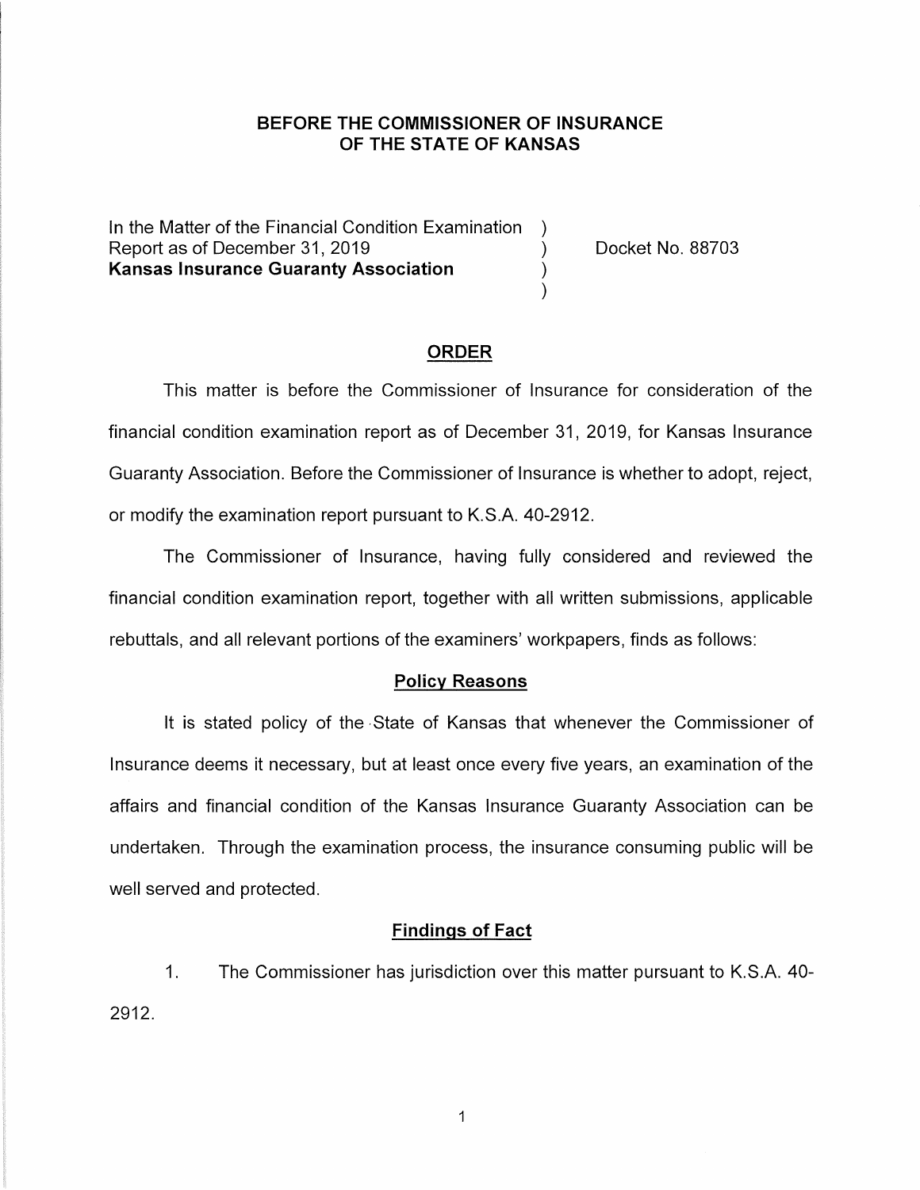**BEFORE THE COMMISSIONER OF INSURANCE**
**OF THE STATE OF KANSAS**

In the Matter of the Financial Condition Examination )
Report as of December 31, 2019 ) Docket No. 88703
**Kansas Insurance Guaranty Association** )
)

## ORDER

This matter is before the Commissioner of Insurance for consideration of the financial condition examination report as of December 31, 2019, for Kansas Insurance Guaranty Association. Before the Commissioner of Insurance is whether to adopt, reject, or modify the examination report pursuant to K.S.A. 40-2912.

The Commissioner of Insurance, having fully considered and reviewed the financial condition examination report, together with all written submissions, applicable rebuttals, and all relevant portions of the examiners' workpapers, finds as follows:

### Policy Reasons

It is stated policy of the State of Kansas that whenever the Commissioner of Insurance deems it necessary, but at least once every five years, an examination of the affairs and financial condition of the Kansas Insurance Guaranty Association can be undertaken. Through the examination process, the insurance consuming public will be well served and protected.

### Findings of Fact

1. The Commissioner has jurisdiction over this matter pursuant to K.S.A. 40-2912.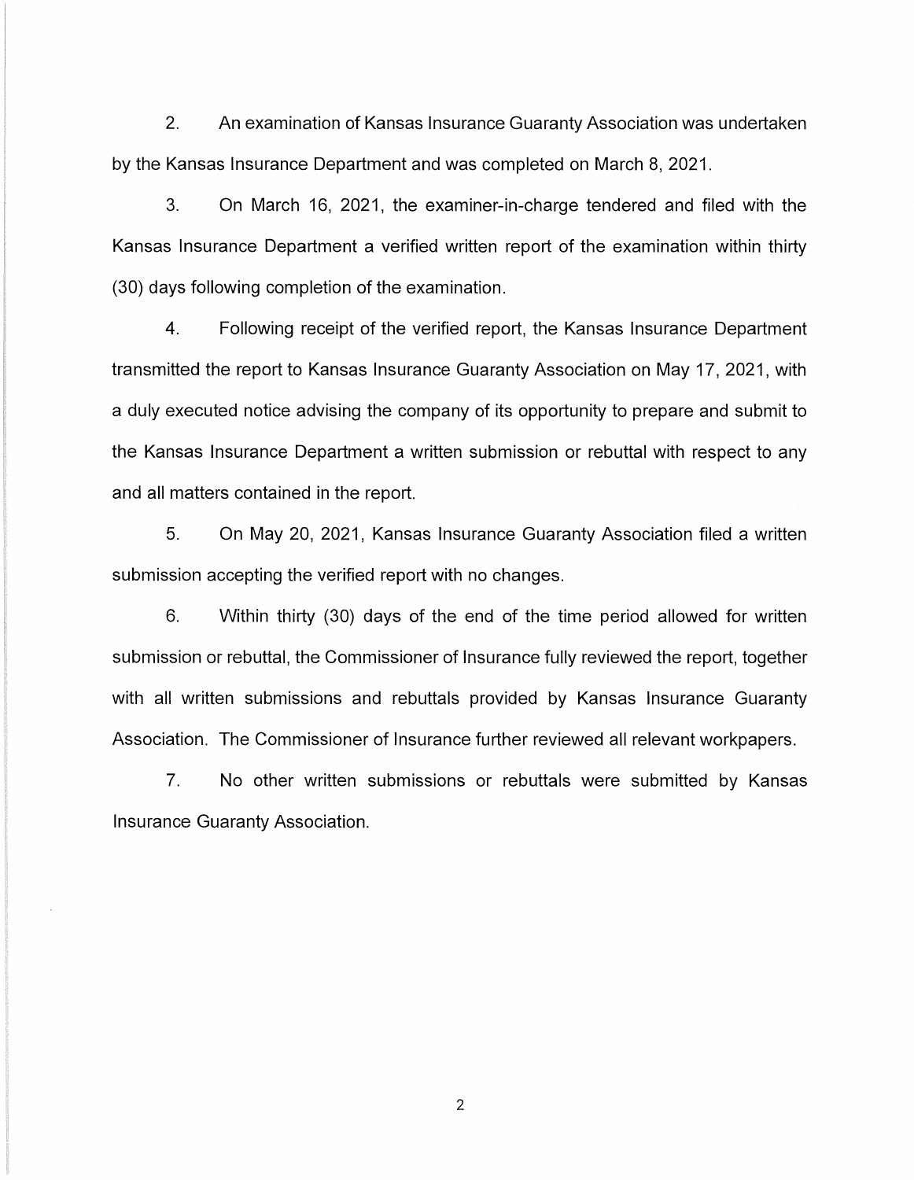2. An examination of Kansas Insurance Guaranty Association was undertaken by the Kansas Insurance Department and was completed on March 8, 2021.

3. On March 16, 2021, the examiner-in-charge tendered and filed with the Kansas Insurance Department a verified written report of the examination within thirty (30) days following completion of the examination.

4. Following receipt of the verified report, the Kansas Insurance Department transmitted the report to Kansas Insurance Guaranty Association on May 17, 2021, with a duly executed notice advising the company of its opportunity to prepare and submit to the Kansas Insurance Department a written submission or rebuttal with respect to any and all matters contained in the report.

5. On May 20, 2021, Kansas Insurance Guaranty Association filed a written submission accepting the verified report with no changes.

6. Within thirty (30) days of the end of the time period allowed for written submission or rebuttal, the Commissioner of Insurance fully reviewed the report, together with all written submissions and rebuttals provided by Kansas Insurance Guaranty Association. The Commissioner of Insurance further reviewed all relevant workpapers.

7. No other written submissions or rebuttals were submitted by Kansas Insurance Guaranty Association.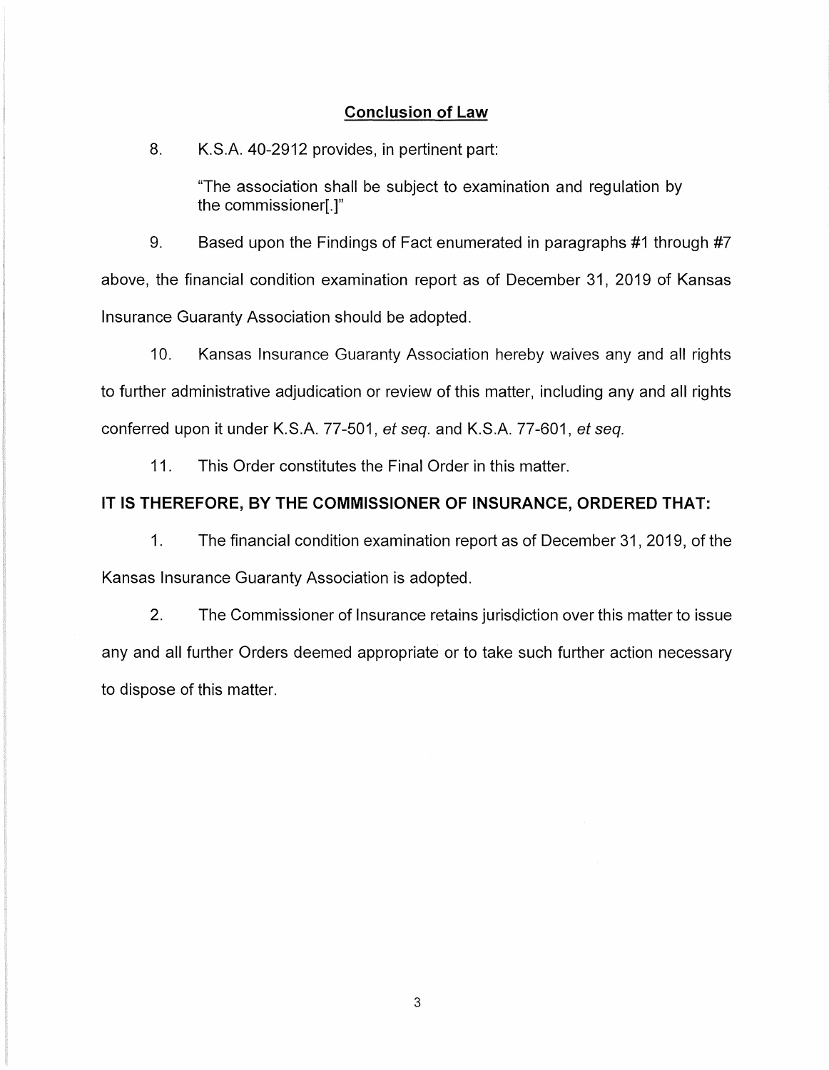## Conclusion of Law

8. K.S.A. 40-2912 provides, in pertinent part:

> "The association shall be subject to examination and regulation by the commissioner[.]"

9. Based upon the Findings of Fact enumerated in paragraphs #1 through #7 above, the financial condition examination report as of December 31, 2019 of Kansas Insurance Guaranty Association should be adopted.

10. Kansas Insurance Guaranty Association hereby waives any and all rights to further administrative adjudication or review of this matter, including any and all rights conferred upon it under K.S.A. 77-501, *et seq.* and K.S.A. 77-601, *et seq.*

11. This Order constitutes the Final Order in this matter.

**IT IS THEREFORE, BY THE COMMISSIONER OF INSURANCE, ORDERED THAT:**

1. The financial condition examination report as of December 31, 2019, of the Kansas Insurance Guaranty Association is adopted.

2. The Commissioner of Insurance retains jurisdiction over this matter to issue any and all further Orders deemed appropriate or to take such further action necessary to dispose of this matter.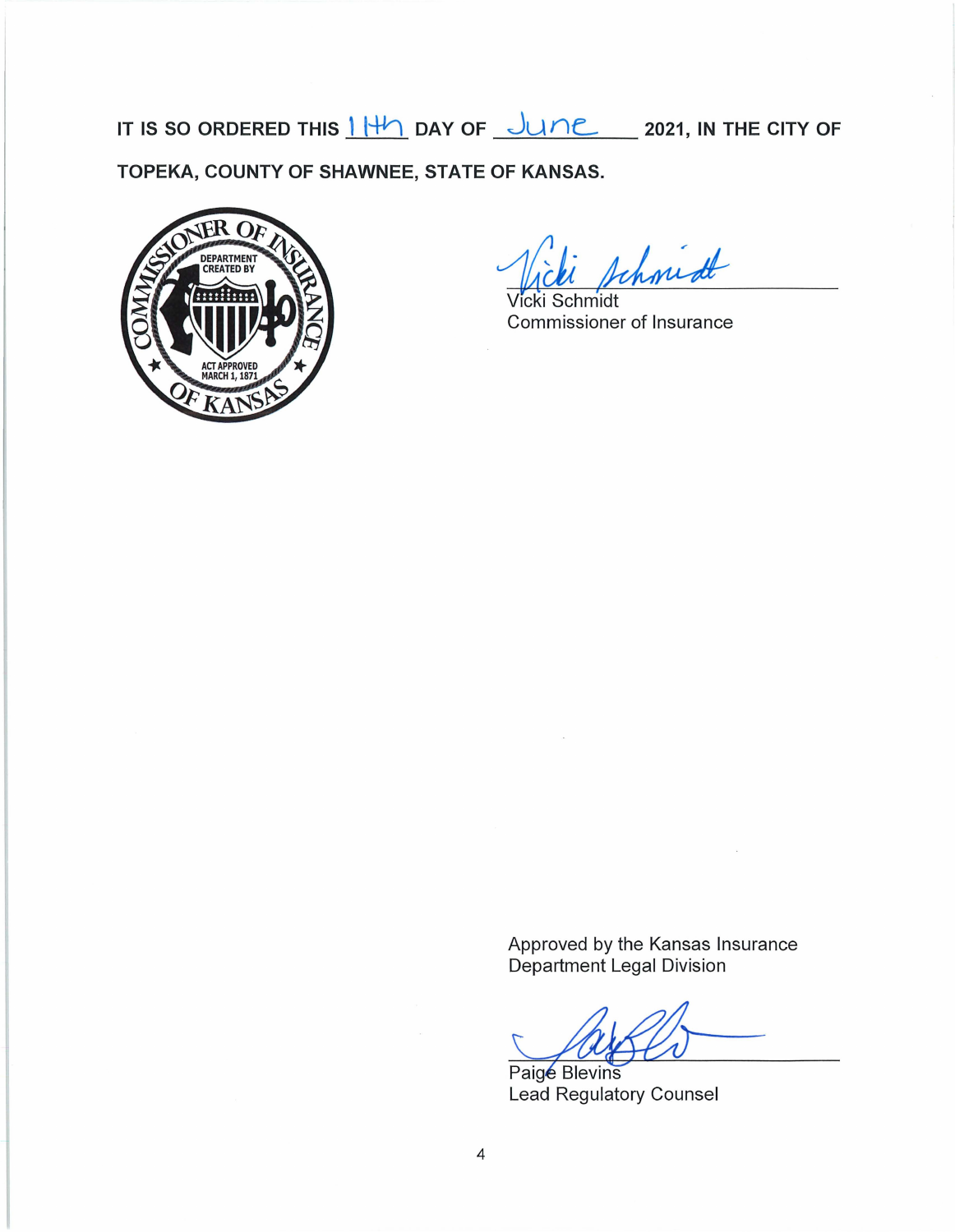**IT IS SO ORDERED THIS 11th DAY OF June 2021, IN THE CITY OF TOPEKA, COUNTY OF SHAWNEE, STATE OF KANSAS.**

Vicki Schmidt
Commissioner of Insurance

Approved by the Kansas Insurance Department Legal Division

Paige Blevins
Lead Regulatory Counsel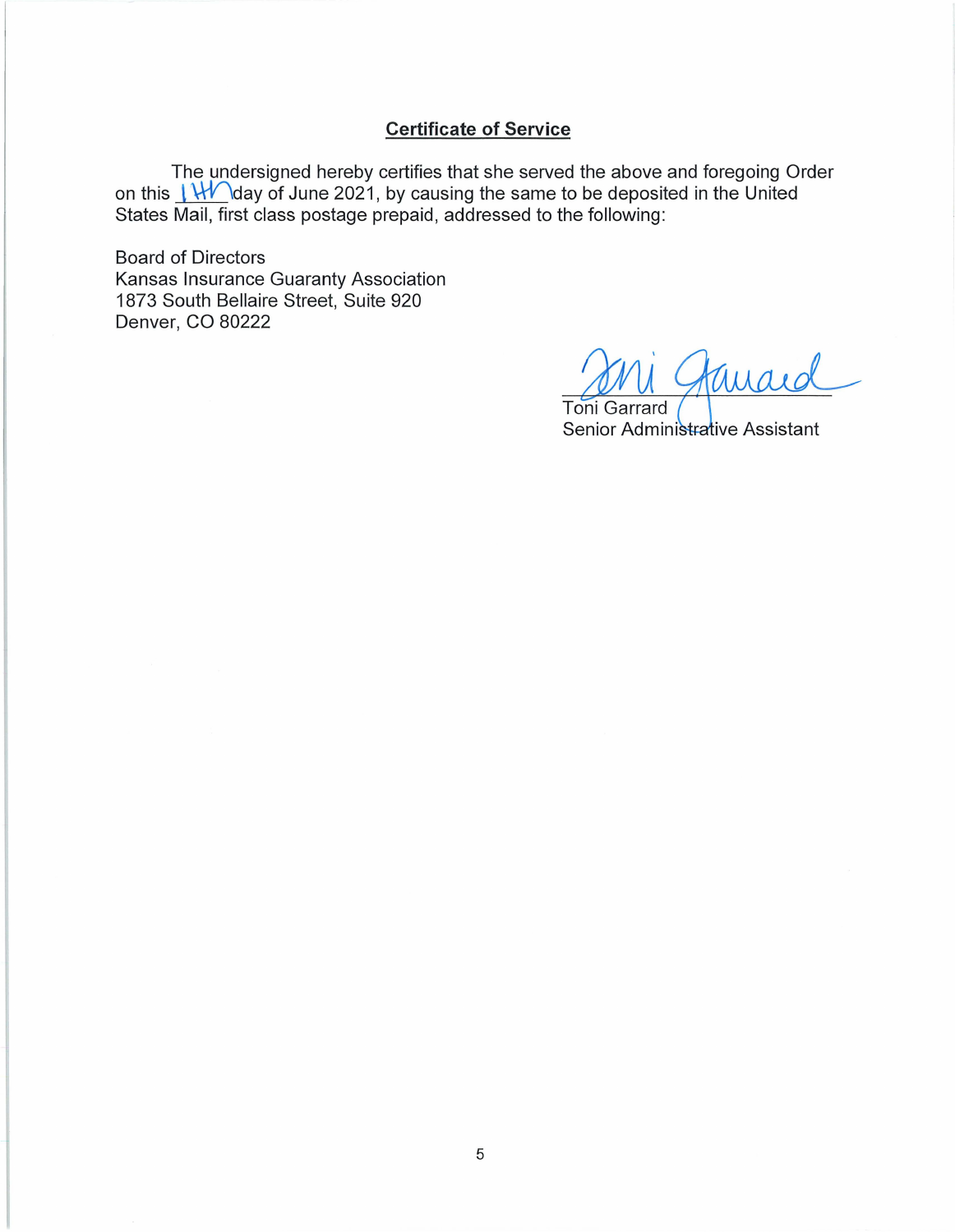## Certificate of Service

The undersigned hereby certifies that she served the above and foregoing Order on this 14th day of June 2021, by causing the same to be deposited in the United States Mail, first class postage prepaid, addressed to the following:

Board of Directors
Kansas Insurance Guaranty Association
1873 South Bellaire Street, Suite 920
Denver, CO 80222

Toni Garrard
Senior Administrative Assistant